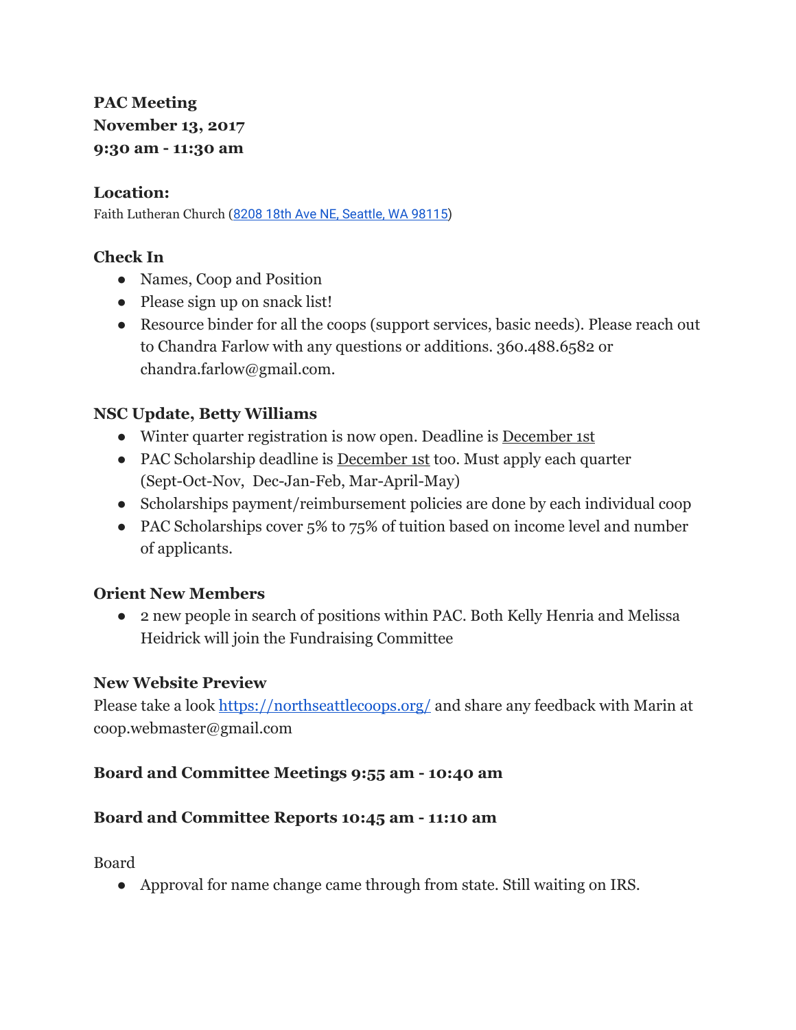**PAC Meeting**
**November 13, 2017**
**9:30 am - 11:30 am**

**Location:**
Faith Lutheran Church ([8208 18th Ave NE, Seattle, WA 98115](8208 18th Ave NE, Seattle, WA 98115))

**Check In**

- Names, Coop and Position
- Please sign up on snack list!
- Resource binder for all the coops (support services, basic needs). Please reach out to Chandra Farlow with any questions or additions. 360.488.6582 or chandra.farlow@gmail.com.

**NSC Update, Betty Williams**

- Winter quarter registration is now open. Deadline is December 1st
- PAC Scholarship deadline is December 1st too. Must apply each quarter (Sept-Oct-Nov, Dec-Jan-Feb, Mar-April-May)
- Scholarships payment/reimbursement policies are done by each individual coop
- PAC Scholarships cover 5% to 75% of tuition based on income level and number of applicants.

**Orient New Members**

- 2 new people in search of positions within PAC. Both Kelly Henria and Melissa Heidrick will join the Fundraising Committee

**New Website Preview**

Please take a look [https://northseattlecoops.org/](https://northseattlecoops.org/) and share any feedback with Marin at coop.webmaster@gmail.com

**Board and Committee Meetings 9:55 am - 10:40 am**

**Board and Committee Reports 10:45 am - 11:10 am**

Board

- Approval for name change came through from state. Still waiting on IRS.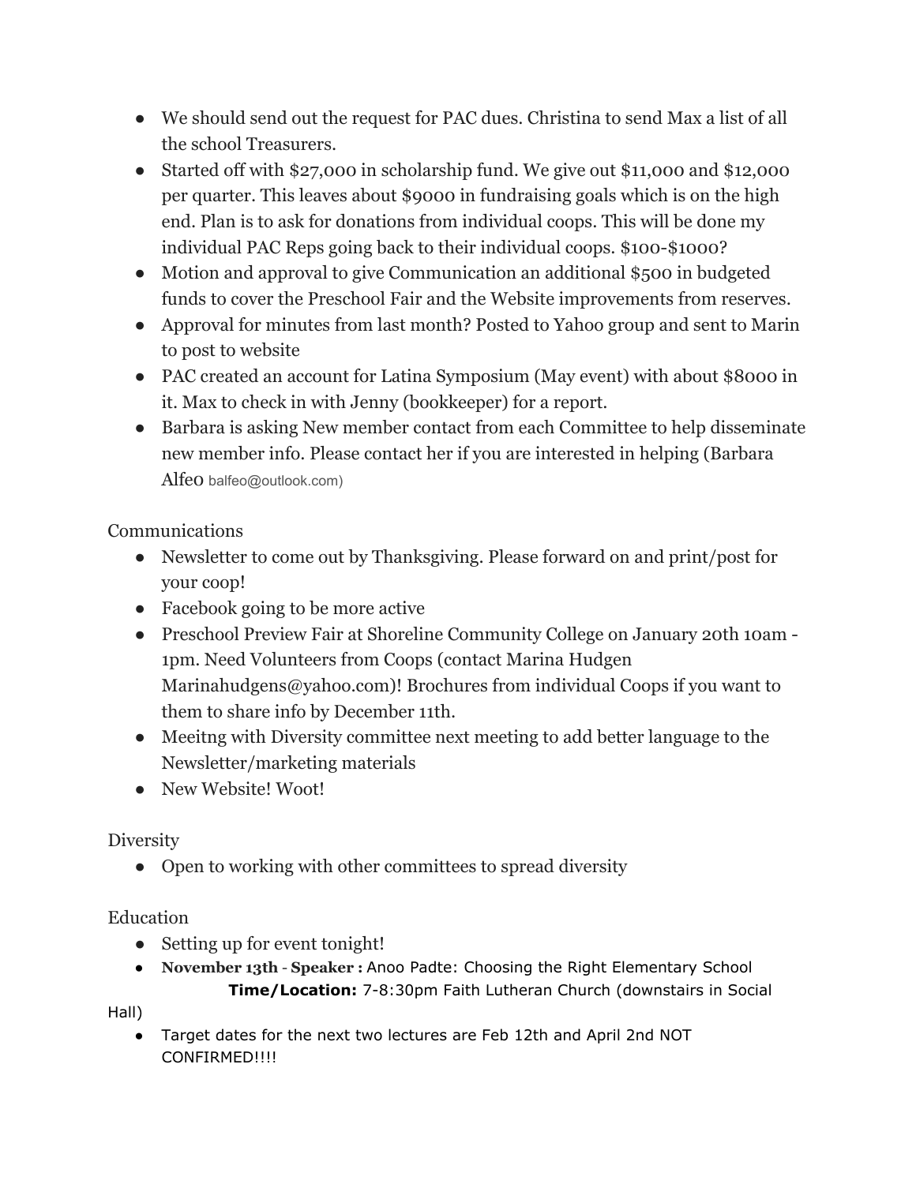- We should send out the request for PAC dues. Christina to send Max a list of all the school Treasurers.
- Started off with $27,000 in scholarship fund. We give out $11,000 and $12,000 per quarter. This leaves about $9000 in fundraising goals which is on the high end. Plan is to ask for donations from individual coops. This will be done my individual PAC Reps going back to their individual coops. $100-$1000?
- Motion and approval to give Communication an additional $500 in budgeted funds to cover the Preschool Fair and the Website improvements from reserves.
- Approval for minutes from last month? Posted to Yahoo group and sent to Marin to post to website
- PAC created an account for Latina Symposium (May event) with about $8000 in it. Max to check in with Jenny (bookkeeper) for a report.
- Barbara is asking New member contact from each Committee to help disseminate new member info. Please contact her if you are interested in helping (Barbara Alfeo balfeo@outlook.com)

Communications

- Newsletter to come out by Thanksgiving. Please forward on and print/post for your coop!
- Facebook going to be more active
- Preschool Preview Fair at Shoreline Community College on January 20th 10am - 1pm. Need Volunteers from Coops (contact Marina Hudgen Marinahudgens@yahoo.com)! Brochures from individual Coops if you want to them to share info by December 11th.
- Meeitng with Diversity committee next meeting to add better language to the Newsletter/marketing materials
- New Website! Woot!

Diversity

- Open to working with other committees to spread diversity

Education

- Setting up for event tonight!
- **November 13th** - **Speaker :** Anoo Padte: Choosing the Right Elementary School **Time/Location:** 7-8:30pm Faith Lutheran Church (downstairs in Social Hall)
- Target dates for the next two lectures are Feb 12th and April 2nd NOT CONFIRMED!!!!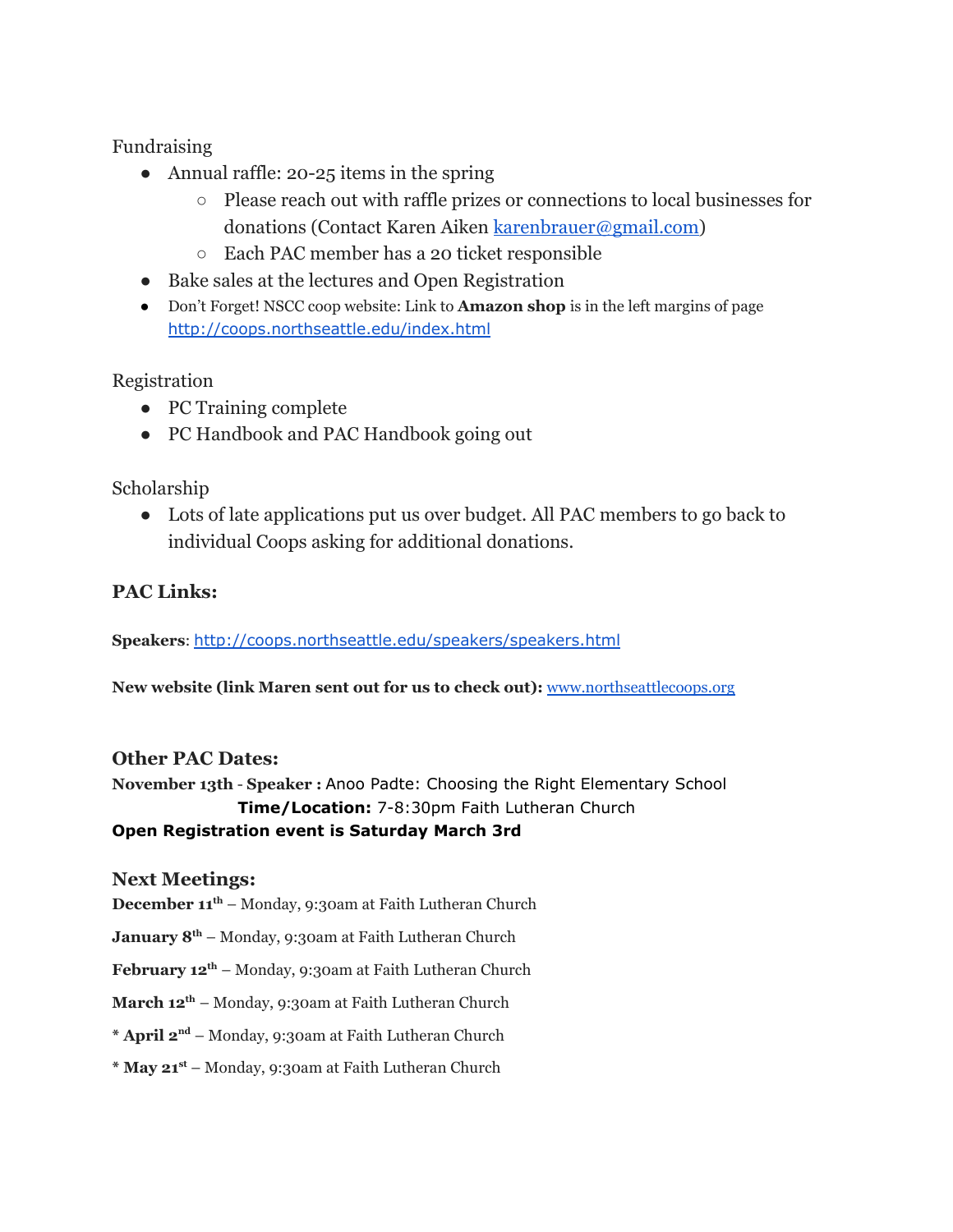Fundraising

- Annual raffle: 20-25 items in the spring
  - Please reach out with raffle prizes or connections to local businesses for donations (Contact Karen Aiken karenbrauer@gmail.com)
  - Each PAC member has a 20 ticket responsible
- Bake sales at the lectures and Open Registration
- Don't Forget! NSCC coop website: Link to **Amazon shop** is in the left margins of page http://coops.northseattle.edu/index.html

Registration

- PC Training complete
- PC Handbook and PAC Handbook going out

Scholarship

- Lots of late applications put us over budget. All PAC members to go back to individual Coops asking for additional donations.

### PAC Links:

**Speakers**: http://coops.northseattle.edu/speakers/speakers.html

**New website (link Maren sent out for us to check out):** www.northseattlecoops.org

### Other PAC Dates:

**November 13th** - **Speaker :** Anoo Padte: Choosing the Right Elementary School
**Time/Location:** 7-8:30pm Faith Lutheran Church

**Open Registration event is Saturday March 3rd**

### Next Meetings:

**December 11th** – Monday, 9:30am at Faith Lutheran Church

**January 8th** – Monday, 9:30am at Faith Lutheran Church

**February 12th** – Monday, 9:30am at Faith Lutheran Church

**March 12th** – Monday, 9:30am at Faith Lutheran Church

* **April 2nd** – Monday, 9:30am at Faith Lutheran Church

* **May 21st** – Monday, 9:30am at Faith Lutheran Church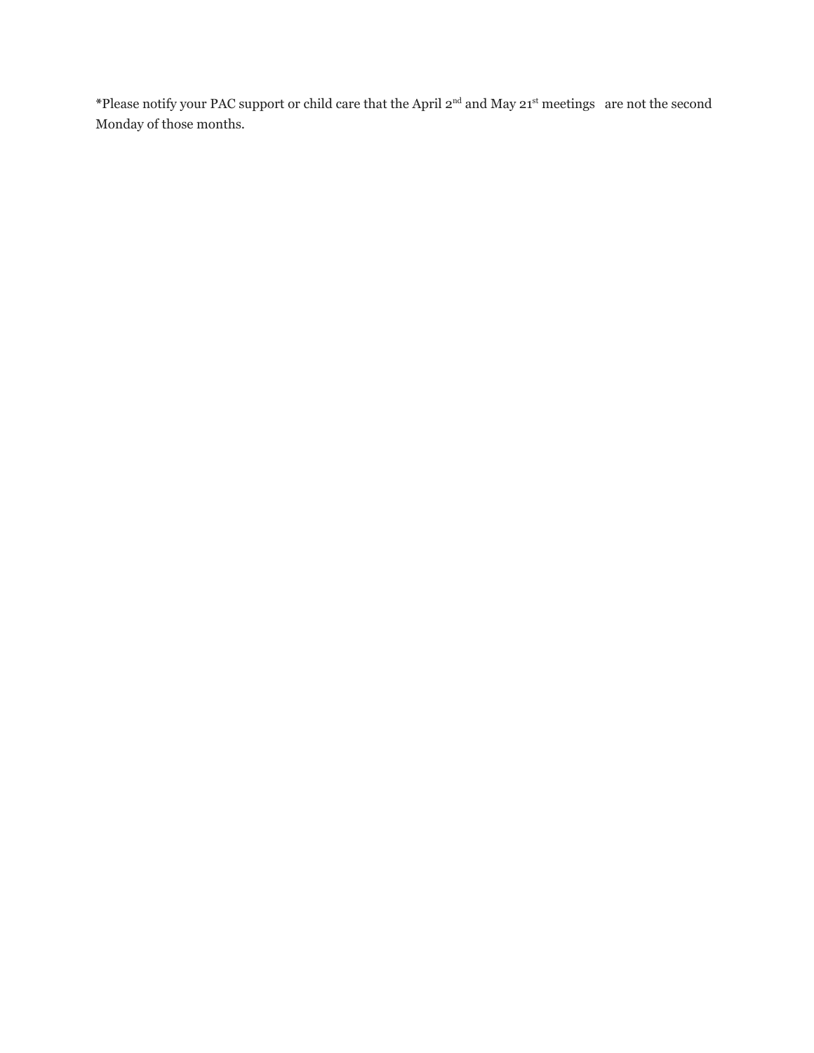*Please notify your PAC support or child care that the April 2nd and May 21st meetings are not the second Monday of those months.